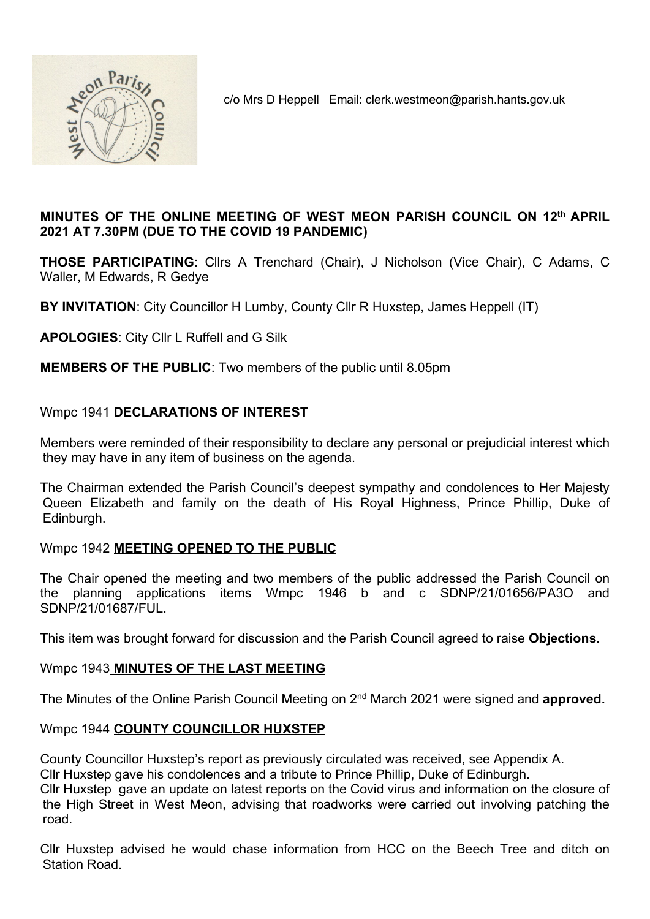c/o Mrs D Heppell Email: clerk.westmeon@parish.hants.gov.uk

**MINUTES OF THE ONLINE MEETING OF WEST MEON PARISH COUNCIL ON 12th APRIL 2021 AT 7.30PM (DUE TO THE COVID 19 PANDEMIC)**

**THOSE PARTICIPATING**: Cllrs A Trenchard (Chair), J Nicholson (Vice Chair), C Adams, C Waller, M Edwards, R Gedye

**BY INVITATION**: City Councillor H Lumby, County Cllr R Huxstep, James Heppell (IT)

**APOLOGIES**: City Cllr L Ruffell and G Silk

**MEMBERS OF THE PUBLIC**: Two members of the public until 8.05pm

Wmpc 1941 **DECLARATIONS OF INTEREST**

Members were reminded of their responsibility to declare any personal or prejudicial interest which they may have in any item of business on the agenda.

The Chairman extended the Parish Council's deepest sympathy and condolences to Her Majesty Queen Elizabeth and family on the death of His Royal Highness, Prince Phillip, Duke of Edinburgh.

Wmpc 1942 **MEETING OPENED TO THE PUBLIC**

The Chair opened the meeting and two members of the public addressed the Parish Council on the planning applications items Wmpc 1946 b and c SDNP/21/01656/PA3O and SDNP/21/01687/FUL.

This item was brought forward for discussion and the Parish Council agreed to raise **Objections.**

Wmpc 1943 **MINUTES OF THE LAST MEETING**

The Minutes of the Online Parish Council Meeting on 2nd March 2021 were signed and **approved.**

Wmpc 1944 **COUNTY COUNCILLOR HUXSTEP**

County Councillor Huxstep's report as previously circulated was received, see Appendix A.
Cllr Huxstep gave his condolences and a tribute to Prince Phillip, Duke of Edinburgh.
Cllr Huxstep gave an update on latest reports on the Covid virus and information on the closure of the High Street in West Meon, advising that roadworks were carried out involving patching the road.

Cllr Huxstep advised he would chase information from HCC on the Beech Tree and ditch on Station Road.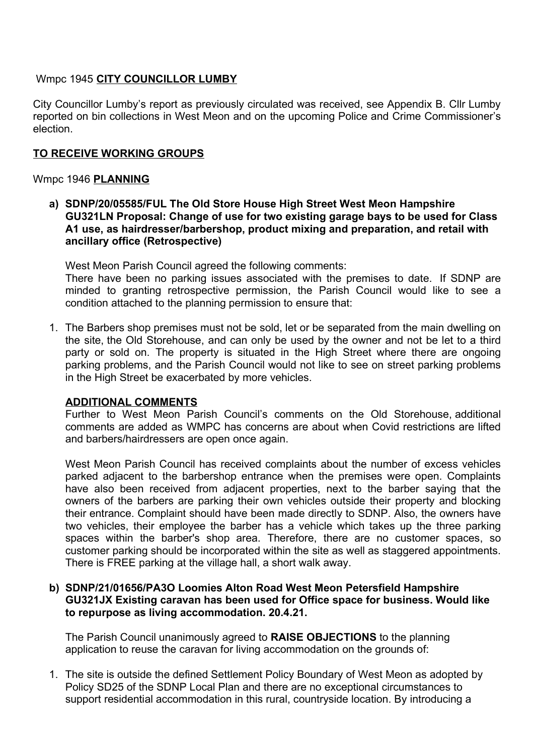Wmpc 1945 **CITY COUNCILLOR LUMBY**

City Councillor Lumby's report as previously circulated was received, see Appendix B. Cllr Lumby reported on bin collections in West Meon and on the upcoming Police and Crime Commissioner's election.

**TO RECEIVE WORKING GROUPS**

Wmpc 1946 **PLANNING**

a) **SDNP/20/05585/FUL The Old Store House High Street West Meon Hampshire GU321LN Proposal: Change of use for two existing garage bays to be used for Class A1 use, as hairdresser/barbershop, product mixing and preparation, and retail with ancillary office (Retrospective)**

West Meon Parish Council agreed the following comments:
There have been no parking issues associated with the premises to date. If SDNP are minded to granting retrospective permission, the Parish Council would like to see a condition attached to the planning permission to ensure that:

1. The Barbers shop premises must not be sold, let or be separated from the main dwelling on the site, the Old Storehouse, and can only be used by the owner and not be let to a third party or sold on. The property is situated in the High Street where there are ongoing parking problems, and the Parish Council would not like to see on street parking problems in the High Street be exacerbated by more vehicles.

**ADDITIONAL COMMENTS**
Further to West Meon Parish Council's comments on the Old Storehouse, additional comments are added as WMPC has concerns are about when Covid restrictions are lifted and barbers/hairdressers are open once again.

West Meon Parish Council has received complaints about the number of excess vehicles parked adjacent to the barbershop entrance when the premises were open. Complaints have also been received from adjacent properties, next to the barber saying that the owners of the barbers are parking their own vehicles outside their property and blocking their entrance. Complaint should have been made directly to SDNP. Also, the owners have two vehicles, their employee the barber has a vehicle which takes up the three parking spaces within the barber's shop area. Therefore, there are no customer spaces, so customer parking should be incorporated within the site as well as staggered appointments. There is FREE parking at the village hall, a short walk away.

b) **SDNP/21/01656/PA3O Loomies Alton Road West Meon Petersfield Hampshire GU321JX Existing caravan has been used for Office space for business. Would like to repurpose as living accommodation. 20.4.21.**

The Parish Council unanimously agreed to **RAISE OBJECTIONS** to the planning application to reuse the caravan for living accommodation on the grounds of:

1. The site is outside the defined Settlement Policy Boundary of West Meon as adopted by Policy SD25 of the SDNP Local Plan and there are no exceptional circumstances to support residential accommodation in this rural, countryside location. By introducing a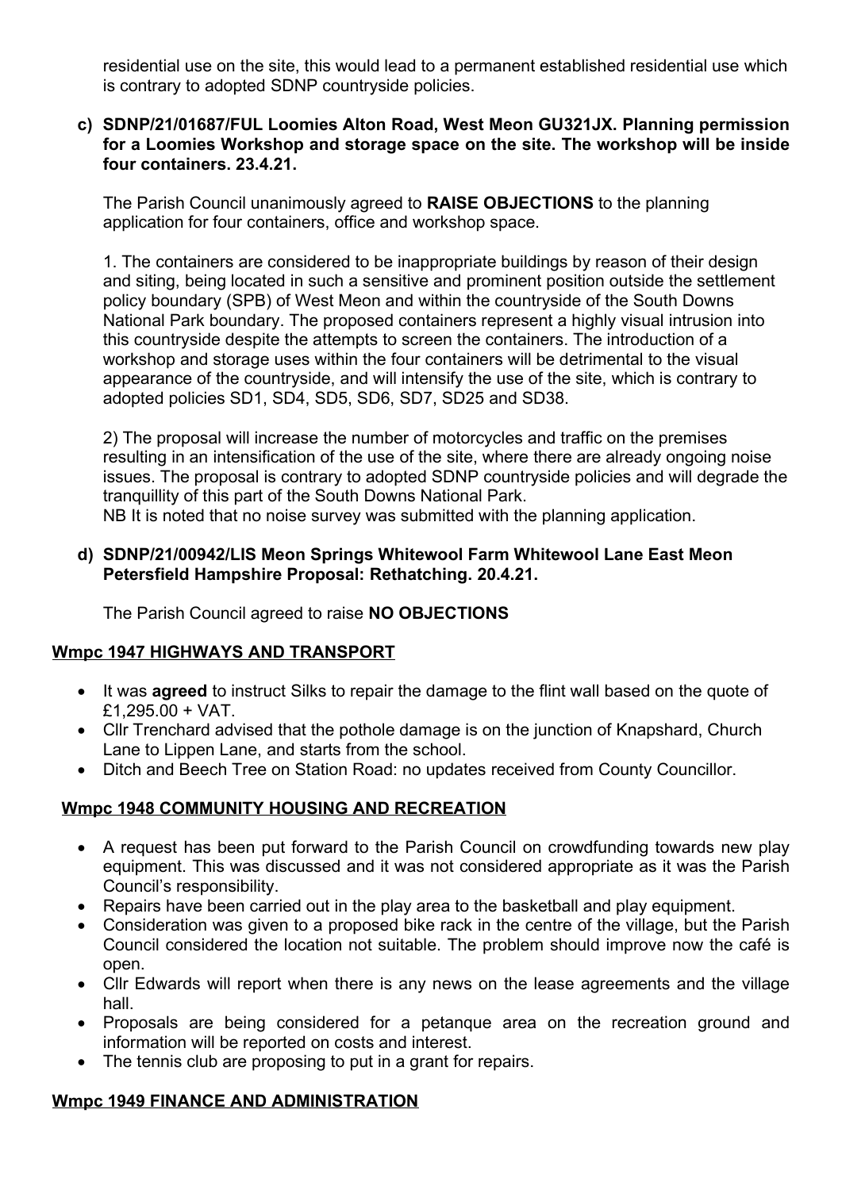residential use on the site, this would lead to a permanent established residential use which is contrary to adopted SDNP countryside policies.

**c) SDNP/21/01687/FUL Loomies Alton Road, West Meon GU321JX. Planning permission for a Loomies Workshop and storage space on the site. The workshop will be inside four containers. 23.4.21.**

The Parish Council unanimously agreed to **RAISE OBJECTIONS** to the planning application for four containers, office and workshop space.

1. The containers are considered to be inappropriate buildings by reason of their design and siting, being located in such a sensitive and prominent position outside the settlement policy boundary (SPB) of West Meon and within the countryside of the South Downs National Park boundary. The proposed containers represent a highly visual intrusion into this countryside despite the attempts to screen the containers. The introduction of a workshop and storage uses within the four containers will be detrimental to the visual appearance of the countryside, and will intensify the use of the site, which is contrary to adopted policies SD1, SD4, SD5, SD6, SD7, SD25 and SD38.

2) The proposal will increase the number of motorcycles and traffic on the premises resulting in an intensification of the use of the site, where there are already ongoing noise issues. The proposal is contrary to adopted SDNP countryside policies and will degrade the tranquillity of this part of the South Downs National Park.
NB It is noted that no noise survey was submitted with the planning application.

**d) SDNP/21/00942/LIS Meon Springs Whitewool Farm Whitewool Lane East Meon Petersfield Hampshire Proposal: Rethatching. 20.4.21.**

The Parish Council agreed to raise **NO OBJECTIONS**

## Wmpc 1947 HIGHWAYS AND TRANSPORT

- It was **agreed** to instruct Silks to repair the damage to the flint wall based on the quote of £1,295.00 + VAT.
- Cllr Trenchard advised that the pothole damage is on the junction of Knapshard, Church Lane to Lippen Lane, and starts from the school.
- Ditch and Beech Tree on Station Road: no updates received from County Councillor.

## Wmpc 1948 COMMUNITY HOUSING AND RECREATION

- A request has been put forward to the Parish Council on crowdfunding towards new play equipment. This was discussed and it was not considered appropriate as it was the Parish Council's responsibility.
- Repairs have been carried out in the play area to the basketball and play equipment.
- Consideration was given to a proposed bike rack in the centre of the village, but the Parish Council considered the location not suitable. The problem should improve now the café is open.
- Cllr Edwards will report when there is any news on the lease agreements and the village hall.
- Proposals are being considered for a petanque area on the recreation ground and information will be reported on costs and interest.
- The tennis club are proposing to put in a grant for repairs.

## Wmpc 1949 FINANCE AND ADMINISTRATION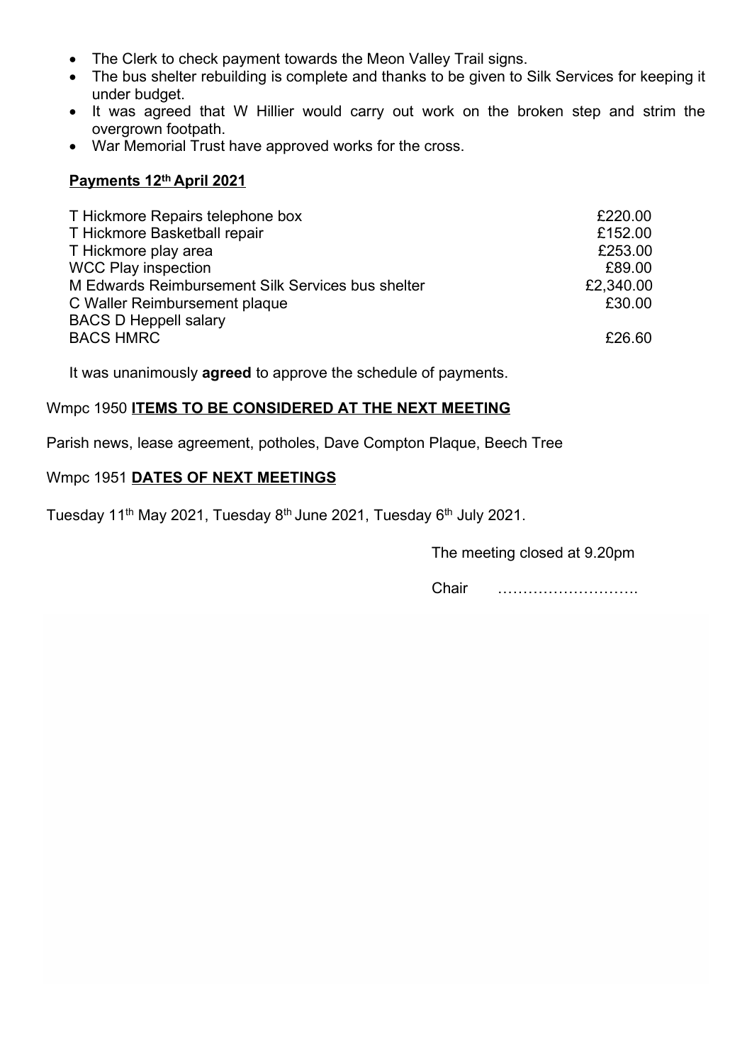- The Clerk to check payment towards the Meon Valley Trail signs.
- The bus shelter rebuilding is complete and thanks to be given to Silk Services for keeping it under budget.
- It was agreed that W Hillier would carry out work on the broken step and strim the overgrown footpath.
- War Memorial Trust have approved works for the cross.

**Payments 12th April 2021**

| | |
|---|---|
| T Hickmore Repairs telephone box | £220.00 |
| T Hickmore Basketball repair | £152.00 |
| T Hickmore play area | £253.00 |
| WCC Play inspection | £89.00 |
| M Edwards Reimbursement Silk Services bus shelter | £2,340.00 |
| C Waller Reimbursement plaque | £30.00 |
| BACS D Heppell salary | |
| BACS HMRC | £26.60 |

It was unanimously **agreed** to approve the schedule of payments.

Wmpc 1950 **ITEMS TO BE CONSIDERED AT THE NEXT MEETING**

Parish news, lease agreement, potholes, Dave Compton Plaque, Beech Tree

Wmpc 1951 **DATES OF NEXT MEETINGS**

Tuesday 11th May 2021, Tuesday 8th June 2021, Tuesday 6th July 2021.

The meeting closed at 9.20pm

Chair ……………………….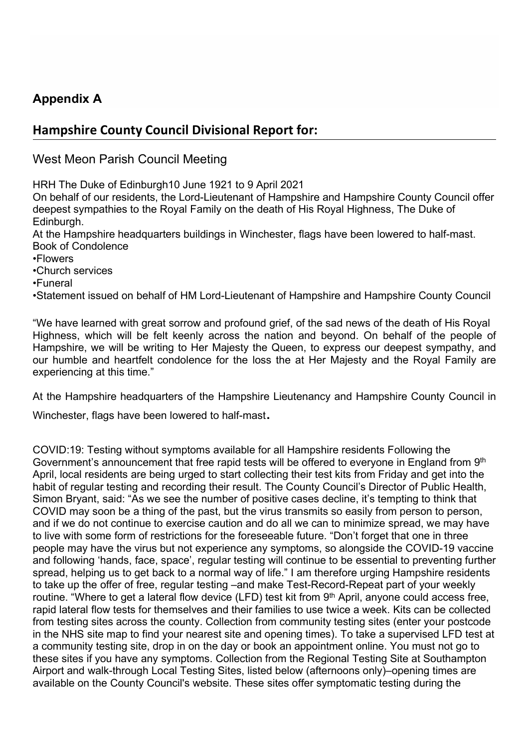## Appendix A

## Hampshire County Council Divisional Report for:

West Meon Parish Council Meeting

HRH The Duke of Edinburgh10 June 1921 to 9 April 2021

On behalf of our residents, the Lord-Lieutenant of Hampshire and Hampshire County Council offer deepest sympathies to the Royal Family on the death of His Royal Highness, The Duke of Edinburgh.

At the Hampshire headquarters buildings in Winchester, flags have been lowered to half-mast.

Book of Condolence

- Flowers
- Church services
- Funeral
- Statement issued on behalf of HM Lord-Lieutenant of Hampshire and Hampshire County Council

"We have learned with great sorrow and profound grief, of the sad news of the death of His Royal Highness, which will be felt keenly across the nation and beyond. On behalf of the people of Hampshire, we will be writing to Her Majesty the Queen, to express our deepest sympathy, and our humble and heartfelt condolence for the loss the at Her Majesty and the Royal Family are experiencing at this time."

At the Hampshire headquarters of the Hampshire Lieutenancy and Hampshire County Council in Winchester, flags have been lowered to half-mast.

COVID:19: Testing without symptoms available for all Hampshire residents Following the Government's announcement that free rapid tests will be offered to everyone in England from 9th April, local residents are being urged to start collecting their test kits from Friday and get into the habit of regular testing and recording their result. The County Council's Director of Public Health, Simon Bryant, said: "As we see the number of positive cases decline, it's tempting to think that COVID may soon be a thing of the past, but the virus transmits so easily from person to person, and if we do not continue to exercise caution and do all we can to minimize spread, we may have to live with some form of restrictions for the foreseeable future. "Don't forget that one in three people may have the virus but not experience any symptoms, so alongside the COVID-19 vaccine and following 'hands, face, space', regular testing will continue to be essential to preventing further spread, helping us to get back to a normal way of life." I am therefore urging Hampshire residents to take up the offer of free, regular testing –and make Test-Record-Repeat part of your weekly routine. "Where to get a lateral flow device (LFD) test kit from 9th April, anyone could access free, rapid lateral flow tests for themselves and their families to use twice a week. Kits can be collected from testing sites across the county. Collection from community testing sites (enter your postcode in the NHS site map to find your nearest site and opening times). To take a supervised LFD test at a community testing site, drop in on the day or book an appointment online. You must not go to these sites if you have any symptoms. Collection from the Regional Testing Site at Southampton Airport and walk-through Local Testing Sites, listed below (afternoons only)–opening times are available on the County Council's website. These sites offer symptomatic testing during the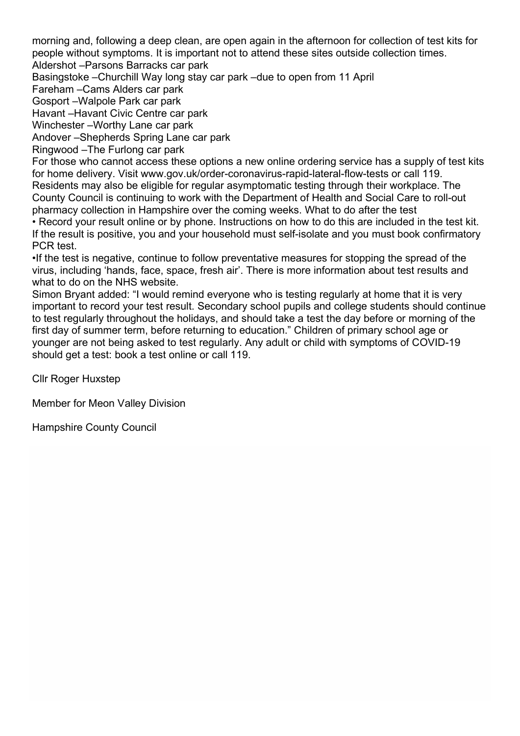morning and, following a deep clean, are open again in the afternoon for collection of test kits for people without symptoms. It is important not to attend these sites outside collection times.

Aldershot –Parsons Barracks car park

Basingstoke –Churchill Way long stay car park –due to open from 11 April

Fareham –Cams Alders car park

Gosport –Walpole Park car park

Havant –Havant Civic Centre car park

Winchester –Worthy Lane car park

Andover –Shepherds Spring Lane car park

Ringwood –The Furlong car park

For those who cannot access these options a new online ordering service has a supply of test kits for home delivery. Visit www.gov.uk/order-coronavirus-rapid-lateral-flow-tests or call 119.

Residents may also be eligible for regular asymptomatic testing through their workplace. The County Council is continuing to work with the Department of Health and Social Care to roll-out pharmacy collection in Hampshire over the coming weeks. What to do after the test

• Record your result online or by phone. Instructions on how to do this are included in the test kit. If the result is positive, you and your household must self-isolate and you must book confirmatory PCR test.

•If the test is negative, continue to follow preventative measures for stopping the spread of the virus, including 'hands, face, space, fresh air'. There is more information about test results and what to do on the NHS website.

Simon Bryant added: "I would remind everyone who is testing regularly at home that it is very important to record your test result. Secondary school pupils and college students should continue to test regularly throughout the holidays, and should take a test the day before or morning of the first day of summer term, before returning to education." Children of primary school age or younger are not being asked to test regularly. Any adult or child with symptoms of COVID-19 should get a test: book a test online or call 119.

Cllr Roger Huxstep

Member for Meon Valley Division

Hampshire County Council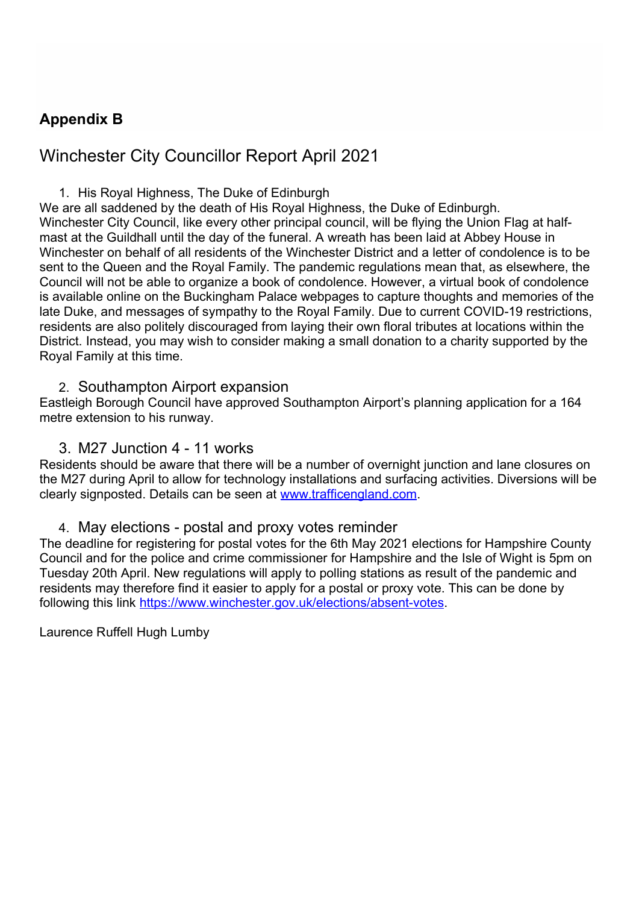**Appendix B**

# Winchester City Councillor Report April 2021

1. His Royal Highness, The Duke of Edinburgh

We are all saddened by the death of His Royal Highness, the Duke of Edinburgh. Winchester City Council, like every other principal council, will be flying the Union Flag at half-mast at the Guildhall until the day of the funeral. A wreath has been laid at Abbey House in Winchester on behalf of all residents of the Winchester District and a letter of condolence is to be sent to the Queen and the Royal Family. The pandemic regulations mean that, as elsewhere, the Council will not be able to organize a book of condolence. However, a virtual book of condolence is available online on the Buckingham Palace webpages to capture thoughts and memories of the late Duke, and messages of sympathy to the Royal Family. Due to current COVID-19 restrictions, residents are also politely discouraged from laying their own floral tributes at locations within the District. Instead, you may wish to consider making a small donation to a charity supported by the Royal Family at this time.

2. Southampton Airport expansion

Eastleigh Borough Council have approved Southampton Airport's planning application for a 164 metre extension to his runway.

3. M27 Junction 4 - 11 works

Residents should be aware that there will be a number of overnight junction and lane closures on the M27 during April to allow for technology installations and surfacing activities. Diversions will be clearly signposted. Details can be seen at [www.trafficengland.com](http://www.trafficengland.com).

4. May elections - postal and proxy votes reminder

The deadline for registering for postal votes for the 6th May 2021 elections for Hampshire County Council and for the police and crime commissioner for Hampshire and the Isle of Wight is 5pm on Tuesday 20th April. New regulations will apply to polling stations as result of the pandemic and residents may therefore find it easier to apply for a postal or proxy vote. This can be done by following this link [https://www.winchester.gov.uk/elections/absent-votes](https://www.winchester.gov.uk/elections/absent-votes).

Laurence Ruffell Hugh Lumby